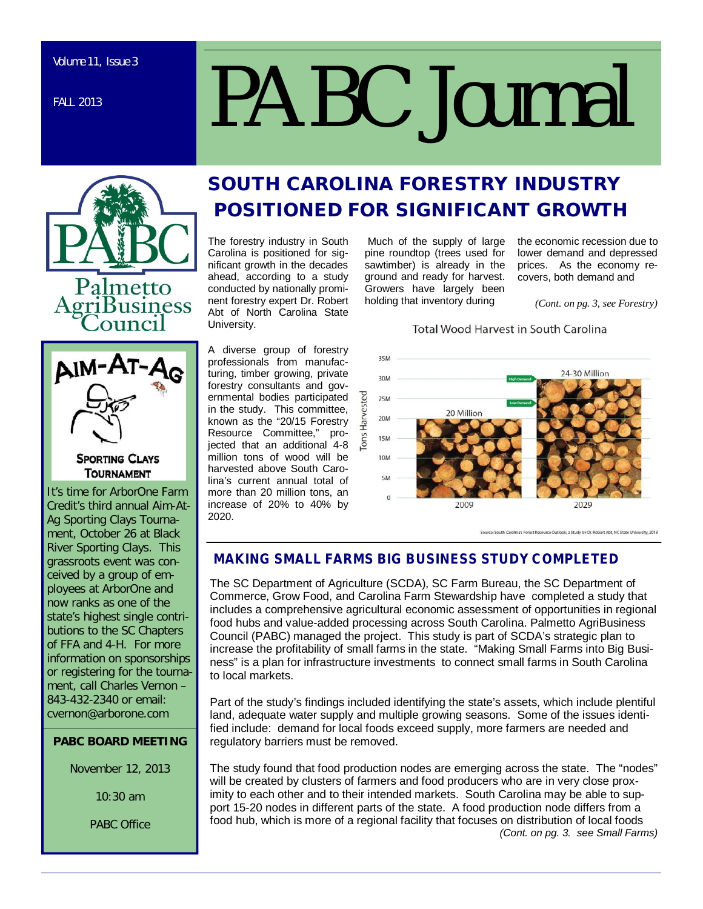# PABC Journal

Volume 11, Issue 3

FALL 2013

Palmetto AgriBusiness Council

## SOUTH CAROLINA FORESTRY INDUSTRY POSITIONED FOR SIGNIFICANT GROWTH

The forestry industry in South Carolina is positioned for significant growth in the decades ahead, according to a study conducted by nationally prominent forestry expert Dr. Robert Abt of North Carolina State University.

A diverse group of forestry professionals from manufacturing, timber growing, private forestry consultants and governmental bodies participated in the study. This committee, known as the "20/15 Forestry Resource Committee," projected that an additional 4-8 million tons of wood will be harvested above South Carolina's current annual total of more than 20 million tons, an increase of 20% to 40% by 2020.

Much of the supply of large pine roundtop (trees used for sawtimber) is already in the ground and ready for harvest. Growers have largely been holding that inventory during the economic recession due to lower demand and depressed prices. As the economy recovers, both demand and

*(Cont. on pg. 3, see Forestry)*

Total Wood Harvest in South Carolina

| Year | Tons Harvested |
|---|---|
| 2009 | 20 Million |
| 2029 | 24-30 Million (Low Demand – High Demand) |

Source: South Carolina's Forest Resource Outlook; a Study by Dr. Robert Abt, NC State University, 2013

## AIM-AT-AG SPORTING CLAYS TOURNAMENT

It's time for ArborOne Farm Credit's third annual Aim-At-Ag Sporting Clays Tournament, October 26 at Black River Sporting Clays. This grassroots event was conceived by a group of employees at ArborOne and now ranks as one of the state's highest single contributions to the SC Chapters of FFA and 4-H. For more information on sponsorships or registering for the tournament, call Charles Vernon – 843-432-2340 or email: cvernon@arborone.com

### PABC BOARD MEETING

November 12, 2013

10:30 am

PABC Office

## MAKING SMALL FARMS BIG BUSINESS STUDY COMPLETED

The SC Department of Agriculture (SCDA), SC Farm Bureau, the SC Department of Commerce, Grow Food, and Carolina Farm Stewardship have completed a study that includes a comprehensive agricultural economic assessment of opportunities in regional food hubs and value-added processing across South Carolina. Palmetto AgriBusiness Council (PABC) managed the project. This study is part of SCDA's strategic plan to increase the profitability of small farms in the state. "Making Small Farms into Big Business" is a plan for infrastructure investments to connect small farms in South Carolina to local markets.

Part of the study's findings included identifying the state's assets, which include plentiful land, adequate water supply and multiple growing seasons. Some of the issues identified include: demand for local foods exceed supply, more farmers are needed and regulatory barriers must be removed.

The study found that food production nodes are emerging across the state. The "nodes" will be created by clusters of farmers and food producers who are in very close proximity to each other and to their intended markets. South Carolina may be able to support 15-20 nodes in different parts of the state. A food production node differs from a food hub, which is more of a regional facility that focuses on distribution of local foods

*(Cont. on pg. 3. see Small Farms)*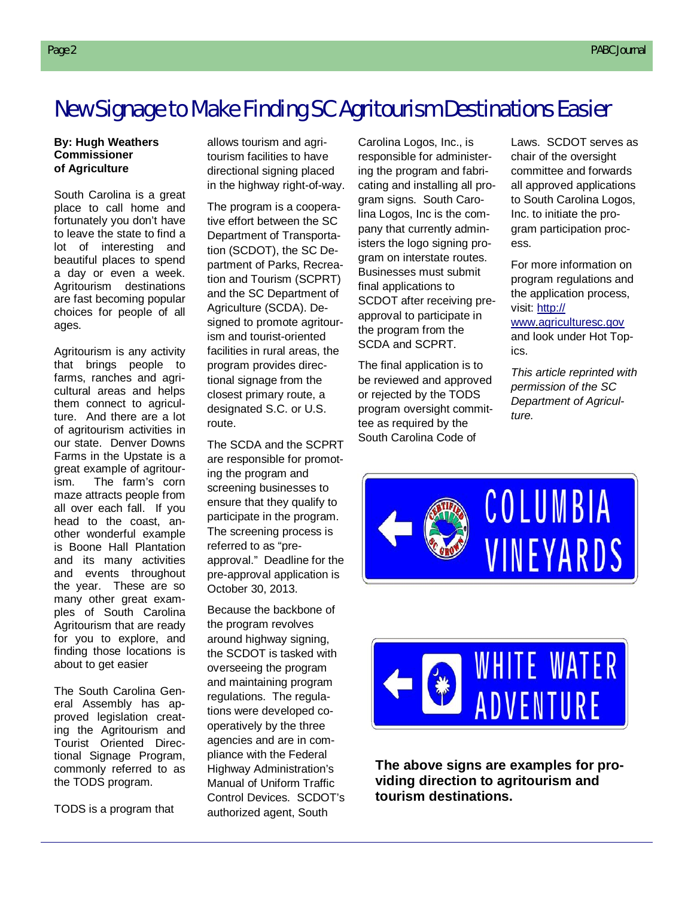# New Signage to Make Finding SC Agritourism Destinations Easier

**By: Hugh Weathers Commissioner of Agriculture**

South Carolina is a great place to call home and fortunately you don't have to leave the state to find a lot of interesting and beautiful places to spend a day or even a week. Agritourism destinations are fast becoming popular choices for people of all ages.

Agritourism is any activity that brings people to farms, ranches and agricultural areas and helps them connect to agriculture. And there are a lot of agritourism activities in our state. Denver Downs Farms in the Upstate is a great example of agritourism. The farm's corn maze attracts people from all over each fall. If you head to the coast, another wonderful example is Boone Hall Plantation and its many activities and events throughout the year. These are so many other great examples of South Carolina Agritourism that are ready for you to explore, and finding those locations is about to get easier

The South Carolina General Assembly has approved legislation creating the Agritourism and Tourist Oriented Directional Signage Program, commonly referred to as the TODS program.

TODS is a program that allows tourism and agritourism facilities to have directional signing placed in the highway right-of-way.

The program is a cooperative effort between the SC Department of Transportation (SCDOT), the SC Department of Parks, Recreation and Tourism (SCPRT) and the SC Department of Agriculture (SCDA). Designed to promote agritourism and tourist-oriented facilities in rural areas, the program provides directional signage from the closest primary route, a designated S.C. or U.S. route.

The SCDA and the SCPRT are responsible for promoting the program and screening businesses to ensure that they qualify to participate in the program. The screening process is referred to as "pre-approval." Deadline for the pre-approval application is October 30, 2013.

Because the backbone of the program revolves around highway signing, the SCDOT is tasked with overseeing the program and maintaining program regulations. The regulations were developed cooperatively by the three agencies and are in compliance with the Federal Highway Administration's Manual of Uniform Traffic Control Devices. SCDOT's authorized agent, South Carolina Logos, Inc., is responsible for administering the program and fabricating and installing all program signs. South Carolina Logos, Inc is the company that currently administers the logo signing program on interstate routes. Businesses must submit final applications to SCDOT after receiving pre-approval to participate in the program from the SCDA and SCPRT.

The final application is to be reviewed and approved or rejected by the TODS program oversight committee as required by the South Carolina Code of Laws. SCDOT serves as chair of the oversight committee and forwards all approved applications to South Carolina Logos, Inc. to initiate the program participation process.

For more information on program regulations and the application process, visit: http://www.agriculturesc.gov and look under Hot Topics.

*This article reprinted with permission of the SC Department of Agriculture.*

**The above signs are examples for providing direction to agritourism and tourism destinations.**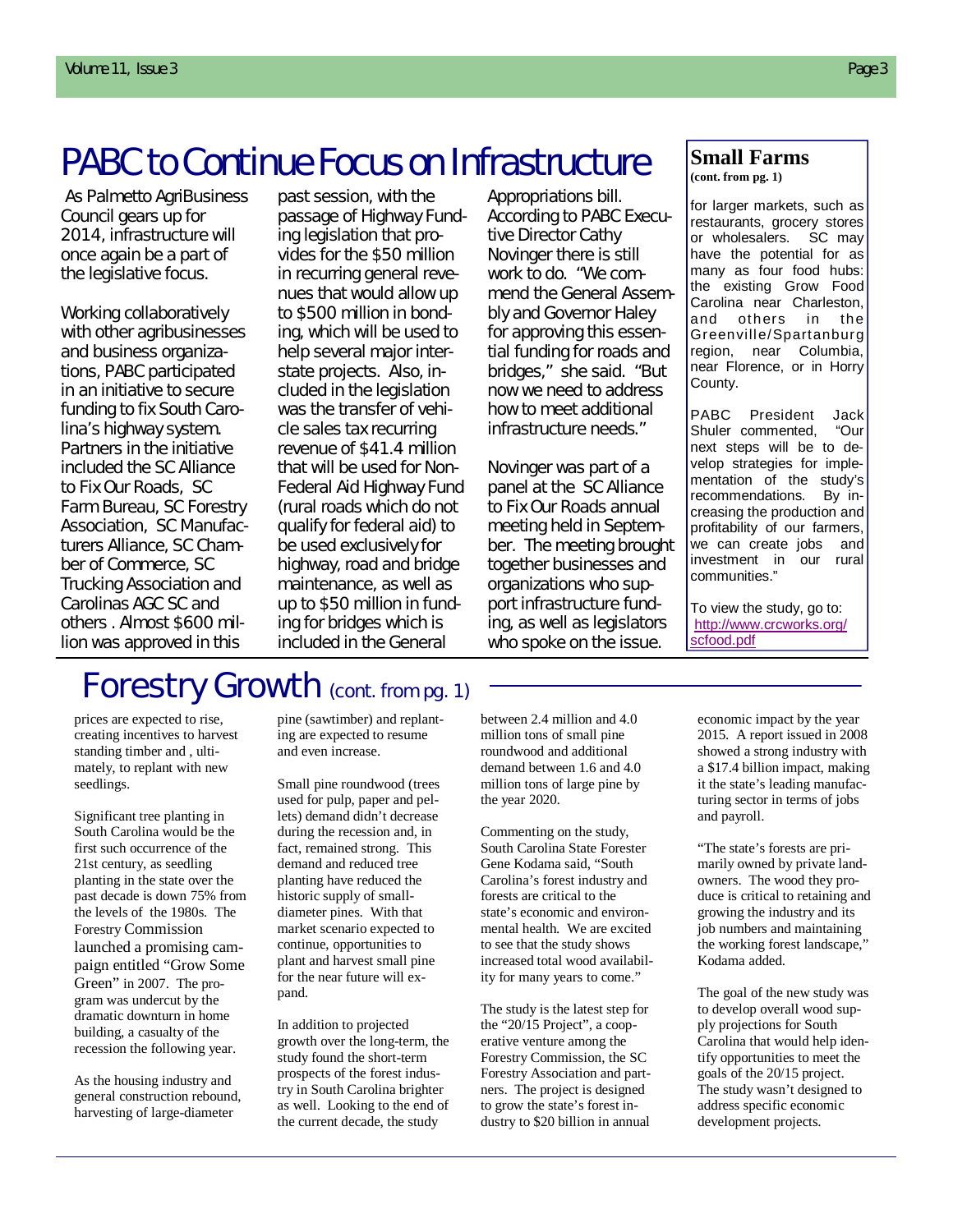# PABC to Continue Focus on Infrastructure

As Palmetto AgriBusiness Council gears up for 2014, infrastructure will once again be a part of the legislative focus.

Working collaboratively with other agribusinesses and business organizations, PABC participated in an initiative to secure funding to fix South Carolina's highway system. Partners in the initiative included the SC Alliance to Fix Our Roads, SC Farm Bureau, SC Forestry Association, SC Manufacturers Alliance, SC Chamber of Commerce, SC Trucking Association and Carolinas AGC SC and others . Almost $600 million was approved in this past session, with the passage of Highway Funding legislation that provides for the $50 million in recurring general revenues that would allow up to $500 million in bonding, which will be used to help several major interstate projects. Also, included in the legislation was the transfer of vehicle sales tax recurring revenue of $41.4 million that will be used for Non-Federal Aid Highway Fund (rural roads which do not qualify for federal aid) to be used exclusively for highway, road and bridge maintenance, as well as up to $50 million in funding for bridges which is included in the General Appropriations bill. According to PABC Executive Director Cathy Novinger there is still work to do. "We commend the General Assembly and Governor Haley for approving this essential funding for roads and bridges," she said. "But now we need to address how to meet additional infrastructure needs."

Novinger was part of a panel at the SC Alliance to Fix Our Roads annual meeting held in September. The meeting brought together businesses and organizations who support infrastructure funding, as well as legislators who spoke on the issue.

## Small Farms

**(cont. from pg. 1)**

for larger markets, such as restaurants, grocery stores or wholesalers. SC may have the potential for as many as four food hubs: the existing Grow Food Carolina near Charleston, and others in the Greenville/Spartanburg region, near Columbia, near Florence, or in Horry County.

PABC President Jack Shuler commented, "Our next steps will be to develop strategies for implementation of the study's recommendations. By increasing the production and profitability of our farmers, we can create jobs and investment in our rural communities."

To view the study, go to: http://www.crcworks.org/scfood.pdf

# Forestry Growth (cont. from pg. 1)

prices are expected to rise, creating incentives to harvest standing timber and , ultimately, to replant with new seedlings.

Significant tree planting in South Carolina would be the first such occurrence of the 21st century, as seedling planting in the state over the past decade is down 75% from the levels of the 1980s. The Forestry Commission launched a promising campaign entitled "Grow Some Green" in 2007. The program was undercut by the dramatic downturn in home building, a casualty of the recession the following year.

As the housing industry and general construction rebound, harvesting of large-diameter pine (sawtimber) and replanting are expected to resume and even increase.

Small pine roundwood (trees used for pulp, paper and pellets) demand didn't decrease during the recession and, in fact, remained strong. This demand and reduced tree planting have reduced the historic supply of small-diameter pines. With that market scenario expected to continue, opportunities to plant and harvest small pine for the near future will expand.

In addition to projected growth over the long-term, the study found the short-term prospects of the forest industry in South Carolina brighter as well. Looking to the end of the current decade, the study between 2.4 million and 4.0 million tons of small pine roundwood and additional demand between 1.6 and 4.0 million tons of large pine by the year 2020.

Commenting on the study, South Carolina State Forester Gene Kodama said, "South Carolina's forest industry and forests are critical to the state's economic and environmental health. We are excited to see that the study shows increased total wood availability for many years to come."

The study is the latest step for the "20/15 Project", a cooperative venture among the Forestry Commission, the SC Forestry Association and partners. The project is designed to grow the state's forest industry to $20 billion in annual economic impact by the year 2015. A report issued in 2008 showed a strong industry with a $17.4 billion impact, making it the state's leading manufacturing sector in terms of jobs and payroll.

"The state's forests are primarily owned by private landowners. The wood they produce is critical to retaining and growing the industry and its job numbers and maintaining the working forest landscape," Kodama added.

The goal of the new study was to develop overall wood supply projections for South Carolina that would help identify opportunities to meet the goals of the 20/15 project. The study wasn't designed to address specific economic development projects.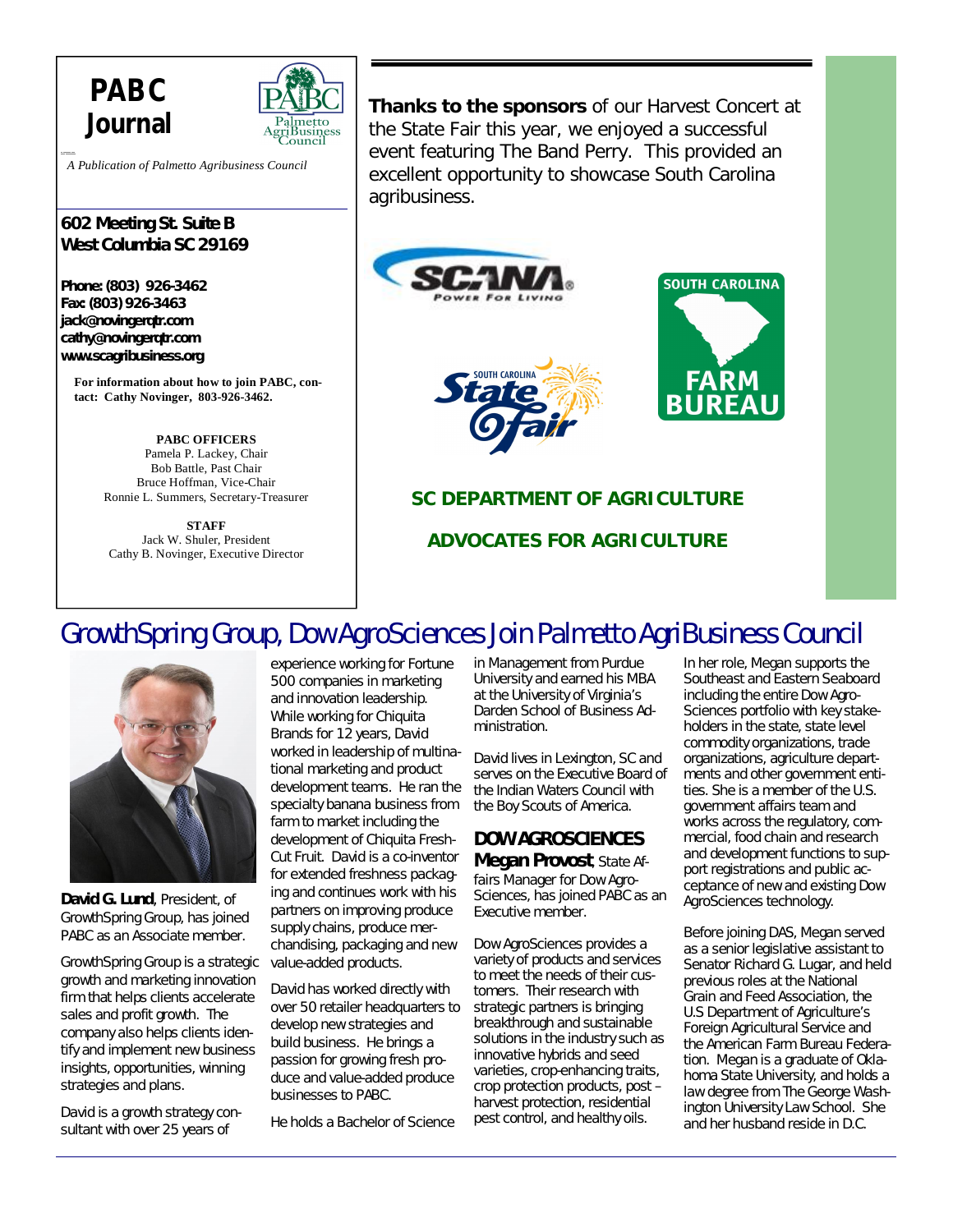# PABC Journal

*A Publication of Palmetto Agribusiness Council*

**602 Meeting St. Suite B**
**West Columbia SC 29169**

**Phone: (803) 926-3462**
**Fax: (803) 926-3463**
**jack@novingerqtr.com**
**cathy@novingerqtr.com**
**www.scagribusiness.org**

**For information about how to join PABC, contact: Cathy Novinger, 803-926-3462.**

**PABC OFFICERS**
Pamela P. Lackey, Chair
Bob Battle, Past Chair
Bruce Hoffman, Vice-Chair
Ronnie L. Summers, Secretary-Treasurer

**STAFF**
Jack W. Shuler, President
Cathy B. Novinger, Executive Director

**Thanks to the sponsors** of our Harvest Concert at the State Fair this year, we enjoyed a successful event featuring The Band Perry. This provided an excellent opportunity to showcase South Carolina agribusiness.

SCANA Power For Living

South Carolina State Fair

South Carolina Farm Bureau

**SC DEPARTMENT OF AGRICULTURE**

**ADVOCATES FOR AGRICULTURE**

# GrowthSpring Group, Dow AgroSciences Join Palmetto AgriBusiness Council

**David G. Lund**, President, of GrowthSpring Group, has joined PABC as an Associate member.

GrowthSpring Group is a strategic growth and marketing innovation firm that helps clients accelerate sales and profit growth. The company also helps clients identify and implement new business insights, opportunities, winning strategies and plans.

David is a growth strategy consultant with over 25 years of experience working for Fortune 500 companies in marketing and innovation leadership. While working for Chiquita Brands for 12 years, David worked in leadership of multinational marketing and product development teams. He ran the specialty banana business from farm to market including the development of Chiquita Fresh-Cut Fruit. David is a co-inventor for extended freshness packaging and continues work with his partners on improving produce supply chains, produce merchandising, packaging and new value-added products.

David has worked directly with over 50 retailer headquarters to develop new strategies and build business. He brings a passion for growing fresh produce and value-added produce businesses to PABC.

He holds a Bachelor of Science in Management from Purdue University and earned his MBA at the University of Virginia's Darden School of Business Administration.

David lives in Lexington, SC and serves on the Executive Board of the Indian Waters Council with the Boy Scouts of America.

## DOW AGROSCIENCES

**Megan Provost**, State Affairs Manager for Dow AgroSciences, has joined PABC as an Executive member.

Dow AgroSciences provides a variety of products and services to meet the needs of their customers. Their research with strategic partners is bringing breakthrough and sustainable solutions in the industry such as innovative hybrids and seed varieties, crop-enhancing traits, crop protection products, post – harvest protection, residential pest control, and healthy oils.

In her role, Megan supports the Southeast and Eastern Seaboard including the entire Dow AgroSciences portfolio with key stakeholders in the state, state level commodity organizations, trade organizations, agriculture departments and other government entities. She is a member of the U.S. government affairs team and works across the regulatory, commercial, food chain and research and development functions to support registrations and public acceptance of new and existing Dow AgroSciences technology.

Before joining DAS, Megan served as a senior legislative assistant to Senator Richard G. Lugar, and held previous roles at the National Grain and Feed Association, the U.S Department of Agriculture's Foreign Agricultural Service and the American Farm Bureau Federation. Megan is a graduate of Oklahoma State University, and holds a law degree from The George Washington University Law School. She and her husband reside in D.C.